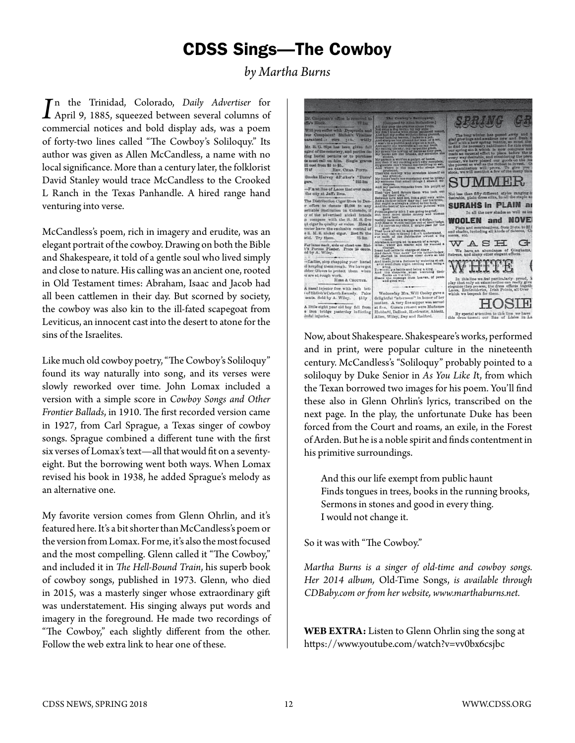# CDSS Sings—The Cowboy

*by Martha Burns*

In the Trinidad, Colorado, *Daily Advertiser* for April 9, 1885, squeezed between several columns of commercial notices and bold display ads, was a poem of forty-two lines called "The Cowboy's Soliloquy." Its author was given as Allen McCandless, a name with no local significance. More than a century later, the folklorist David Stanley would trace McCandless to the Crooked L Ranch in the Texas Panhandle. A hired range hand venturing into verse.

McCandless's poem, rich in imagery and erudite, was an elegant portrait of the cowboy. Drawing on both the Bible and Shakespeare, it told of a gentle soul who lived simply and close to nature. His calling was an ancient one, rooted in Old Testament times: Abraham, Isaac and Jacob had all been cattlemen in their day. But scorned by society, the cowboy was also kin to the ill-fated scapegoat from Leviticus, an innocent cast into the desert to atone for the sins of the Israelites.

Like much old cowboy poetry, "The Cowboy's Soliloquy" found its way naturally into song, and its verses were slowly reworked over time. John Lomax included a version with a simple score in *Cowboy Songs and Other Frontier Ballads*, in 1910. The first recorded version came in 1927, from Carl Sprague, a Texas singer of cowboy songs. Sprague combined a different tune with the first six verses of Lomax's text—all that would fit on a seventy-eight. But the borrowing went both ways. When Lomax revised his book in 1938, he added Sprague's melody as an alternative one.

My favorite version comes from Glenn Ohrlin, and it's featured here. It's a bit shorter than McCandless's poem or the version from Lomax. For me, it's also the most focused and the most compelling. Glenn called it "The Cowboy," and included it in *The Hell-Bound Train*, his superb book of cowboy songs, published in 1973. Glenn, who died in 2015, was a masterly singer whose extraordinary gift was understatement. His singing always put words and imagery in the foreground. He made two recordings of "The Cowboy," each slightly different from the other. Follow the web extra link to hear one of these.

Now, about Shakespeare. Shakespeare's works, performed and in print, were popular culture in the nineteenth century. McCandless's "Soliloquy" probably pointed to a soliloquy by Duke Senior in *As You Like It*, from which the Texan borrowed two images for his poem. You'll find these also in Glenn Ohrlin's lyrics, transcribed on the next page. In the play, the unfortunate Duke has been forced from the Court and roams, an exile, in the Forest of Arden. But he is a noble spirit and finds contentment in his primitive surroundings.

> And this our life exempt from public haunt
> Finds tongues in trees, books in the running brooks,
> Sermons in stones and good in every thing.
> I would not change it.

So it was with "The Cowboy."

*Martha Burns is a singer of old-time and cowboy songs. Her 2014 album,* Old-Time Songs, *is available through CDBaby.com or from her website, www.marthaburns.net.*

**WEB EXTRA:** Listen to Glenn Ohrlin sing the song at https://www.youtube.com/watch?v=vv0bx6csjbc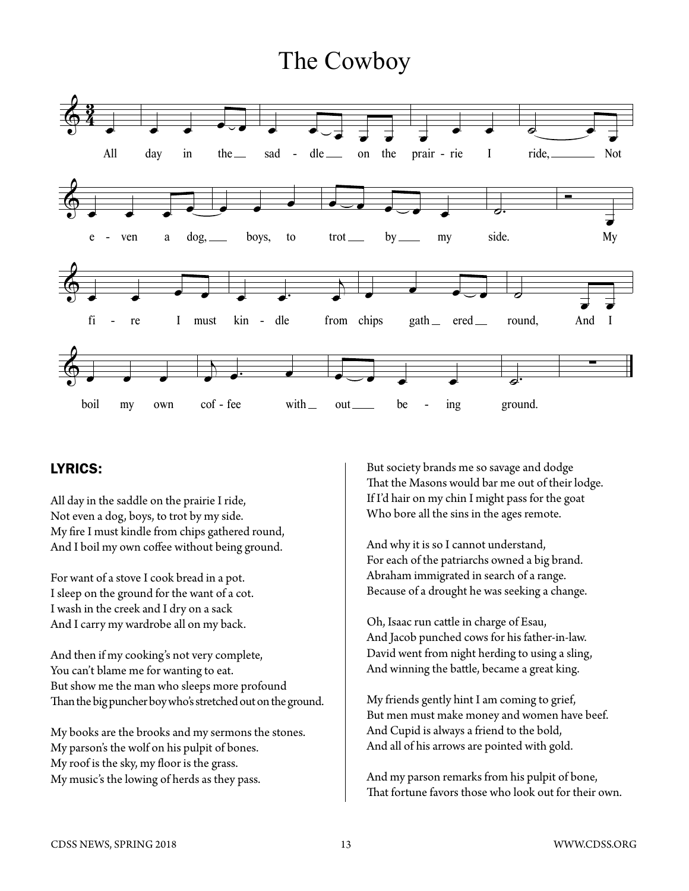# The Cowboy

## LYRICS:

All day in the saddle on the prairie I ride,
Not even a dog, boys, to trot by my side.
My fire I must kindle from chips gathered round,
And I boil my own coffee without being ground.

For want of a stove I cook bread in a pot.
I sleep on the ground for the want of a cot.
I wash in the creek and I dry on a sack
And I carry my wardrobe all on my back.

And then if my cooking's not very complete,
You can't blame me for wanting to eat.
But show me the man who sleeps more profound
Than the big puncher boy who's stretched out on the ground.

My books are the brooks and my sermons the stones.
My parson's the wolf on his pulpit of bones.
My roof is the sky, my floor is the grass.
My music's the lowing of herds as they pass.

But society brands me so savage and dodge
That the Masons would bar me out of their lodge.
If I'd hair on my chin I might pass for the goat
Who bore all the sins in the ages remote.

And why it is so I cannot understand,
For each of the patriarchs owned a big brand.
Abraham immigrated in search of a range.
Because of a drought he was seeking a change.

Oh, Isaac run cattle in charge of Esau,
And Jacob punched cows for his father-in-law.
David went from night herding to using a sling,
And winning the battle, became a great king.

My friends gently hint I am coming to grief,
But men must make money and women have beef.
And Cupid is always a friend to the bold,
And all of his arrows are pointed with gold.

And my parson remarks from his pulpit of bone,
That fortune favors those who look out for their own.